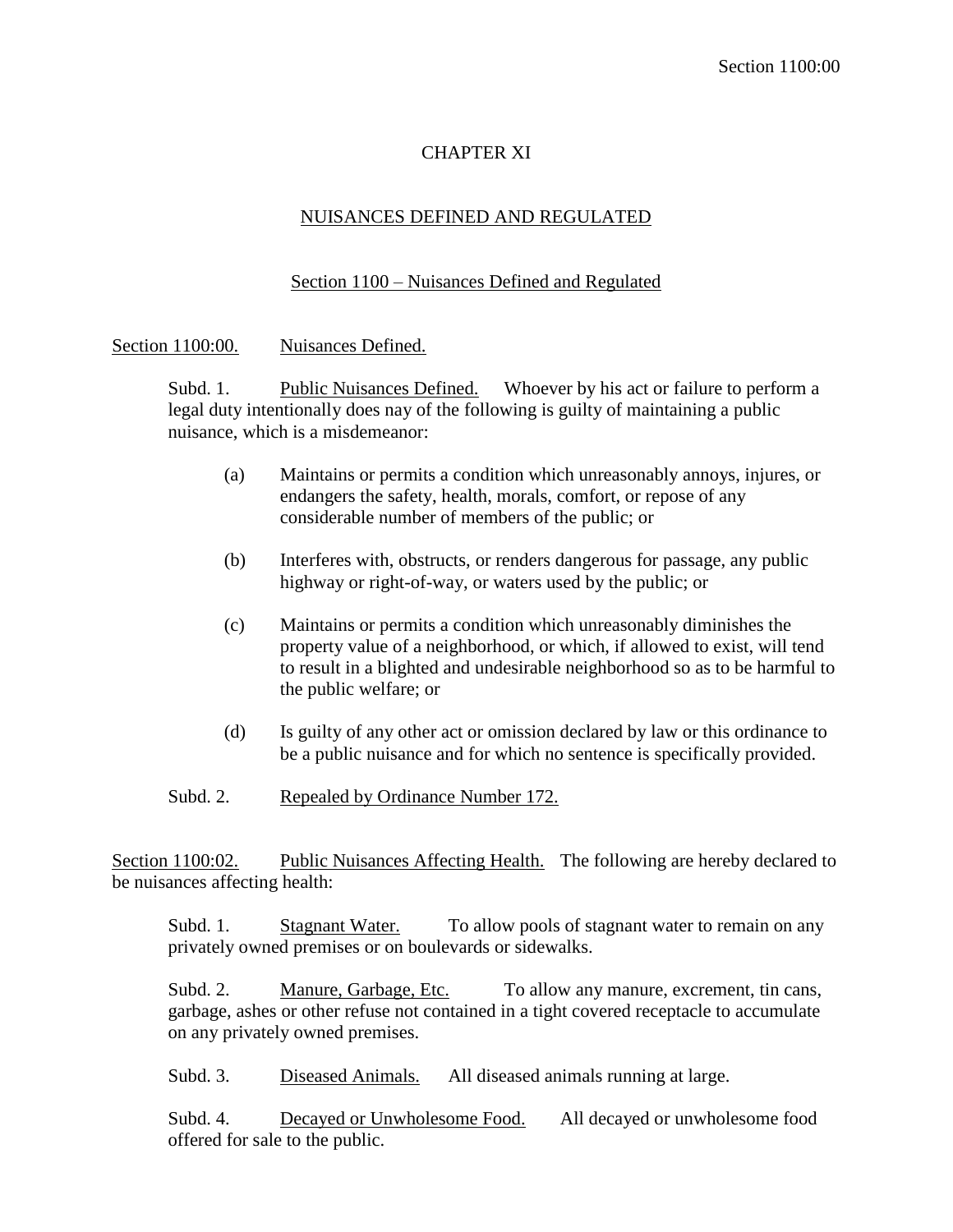# CHAPTER XI

## NUISANCES DEFINED AND REGULATED

### Section 1100 – Nuisances Defined and Regulated

Section 1100:00. Nuisances Defined.

Subd. 1. Public Nuisances Defined. Whoever by his act or failure to perform a legal duty intentionally does nay of the following is guilty of maintaining a public nuisance, which is a misdemeanor:

(a) Maintains or permits a condition which unreasonably annoys, injures, or endangers the safety, health, morals, comfort, or repose of any considerable number of members of the public; or

(b) Interferes with, obstructs, or renders dangerous for passage, any public highway or right-of-way, or waters used by the public; or

(c) Maintains or permits a condition which unreasonably diminishes the property value of a neighborhood, or which, if allowed to exist, will tend to result in a blighted and undesirable neighborhood so as to be harmful to the public welfare; or

(d) Is guilty of any other act or omission declared by law or this ordinance to be a public nuisance and for which no sentence is specifically provided.

Subd. 2. Repealed by Ordinance Number 172.

Section 1100:02. Public Nuisances Affecting Health. The following are hereby declared to be nuisances affecting health:

Subd. 1. Stagnant Water. To allow pools of stagnant water to remain on any privately owned premises or on boulevards or sidewalks.

Subd. 2. Manure, Garbage, Etc. To allow any manure, excrement, tin cans, garbage, ashes or other refuse not contained in a tight covered receptacle to accumulate on any privately owned premises.

Subd. 3. Diseased Animals. All diseased animals running at large.

Subd. 4. Decayed or Unwholesome Food. All decayed or unwholesome food offered for sale to the public.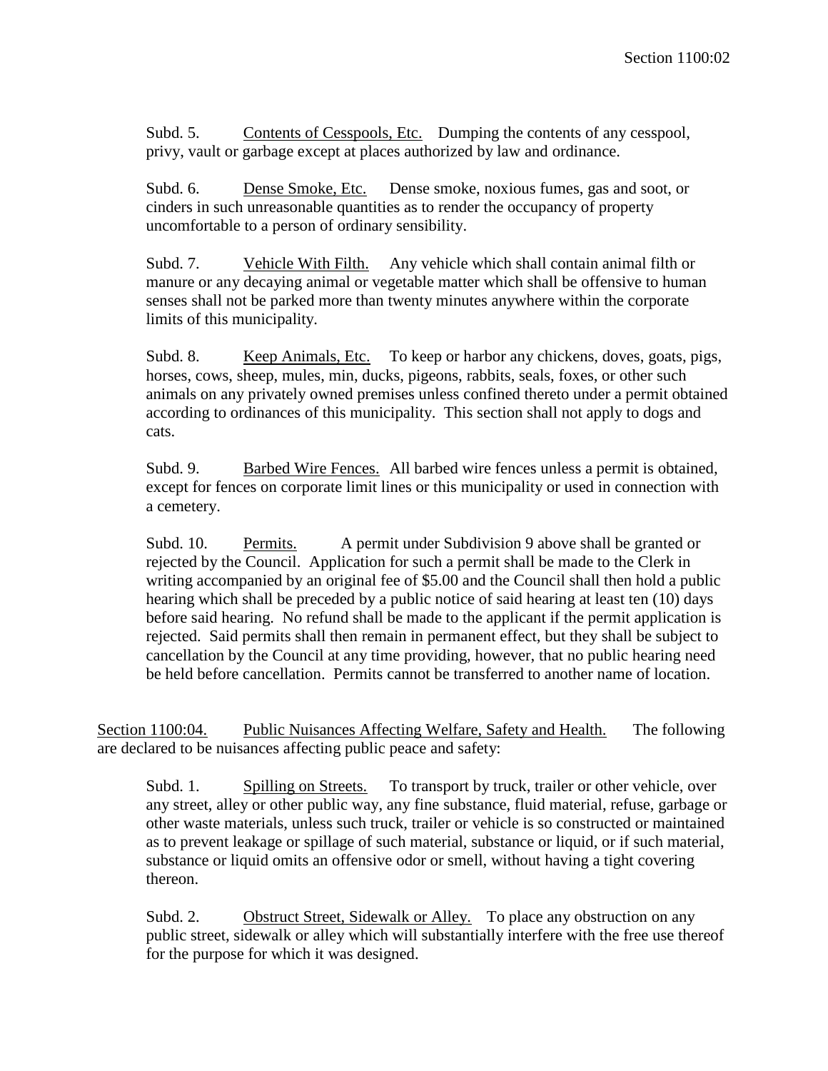Subd. 5. Contents of Cesspools, Etc. Dumping the contents of any cesspool, privy, vault or garbage except at places authorized by law and ordinance.

Subd. 6. Dense Smoke, Etc. Dense smoke, noxious fumes, gas and soot, or cinders in such unreasonable quantities as to render the occupancy of property uncomfortable to a person of ordinary sensibility.

Subd. 7. Vehicle With Filth. Any vehicle which shall contain animal filth or manure or any decaying animal or vegetable matter which shall be offensive to human senses shall not be parked more than twenty minutes anywhere within the corporate limits of this municipality.

Subd. 8. Keep Animals, Etc. To keep or harbor any chickens, doves, goats, pigs, horses, cows, sheep, mules, min, ducks, pigeons, rabbits, seals, foxes, or other such animals on any privately owned premises unless confined thereto under a permit obtained according to ordinances of this municipality. This section shall not apply to dogs and cats.

Subd. 9. Barbed Wire Fences. All barbed wire fences unless a permit is obtained, except for fences on corporate limit lines or this municipality or used in connection with a cemetery.

Subd. 10. Permits. A permit under Subdivision 9 above shall be granted or rejected by the Council. Application for such a permit shall be made to the Clerk in writing accompanied by an original fee of $5.00 and the Council shall then hold a public hearing which shall be preceded by a public notice of said hearing at least ten (10) days before said hearing. No refund shall be made to the applicant if the permit application is rejected. Said permits shall then remain in permanent effect, but they shall be subject to cancellation by the Council at any time providing, however, that no public hearing need be held before cancellation. Permits cannot be transferred to another name of location.

Section 1100:04. Public Nuisances Affecting Welfare, Safety and Health. The following are declared to be nuisances affecting public peace and safety:

Subd. 1. Spilling on Streets. To transport by truck, trailer or other vehicle, over any street, alley or other public way, any fine substance, fluid material, refuse, garbage or other waste materials, unless such truck, trailer or vehicle is so constructed or maintained as to prevent leakage or spillage of such material, substance or liquid, or if such material, substance or liquid omits an offensive odor or smell, without having a tight covering thereon.

Subd. 2. Obstruct Street, Sidewalk or Alley. To place any obstruction on any public street, sidewalk or alley which will substantially interfere with the free use thereof for the purpose for which it was designed.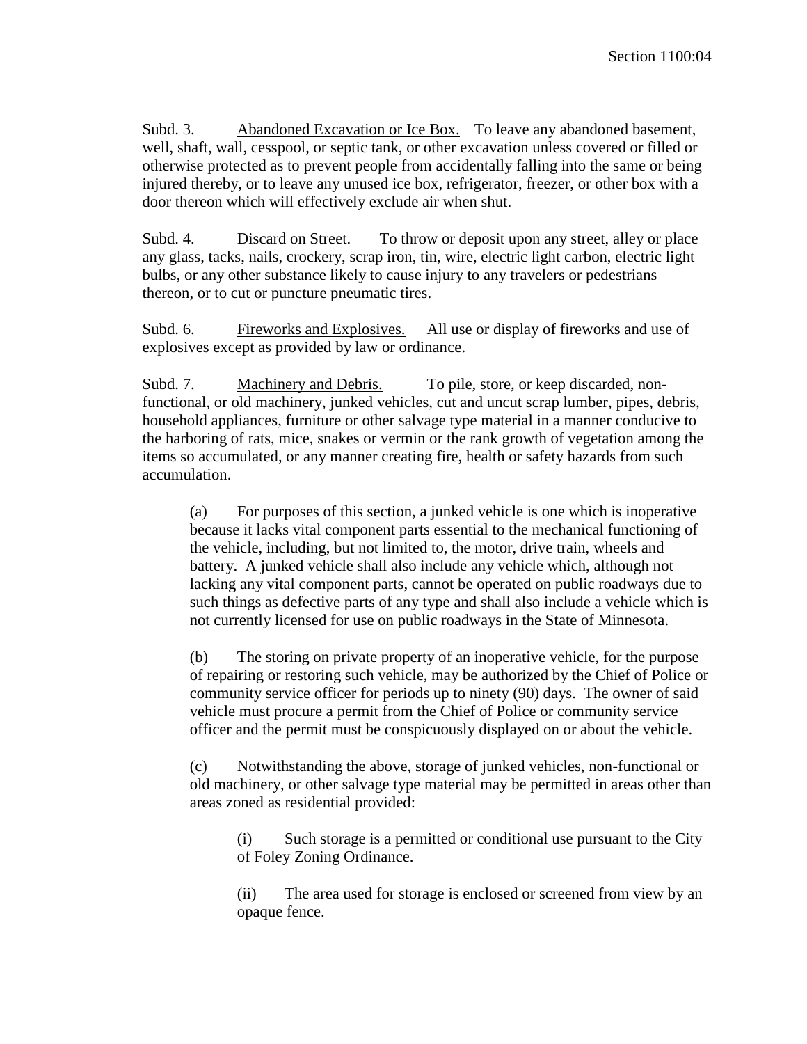Subd. 3. Abandoned Excavation or Ice Box. To leave any abandoned basement, well, shaft, wall, cesspool, or septic tank, or other excavation unless covered or filled or otherwise protected as to prevent people from accidentally falling into the same or being injured thereby, or to leave any unused ice box, refrigerator, freezer, or other box with a door thereon which will effectively exclude air when shut.

Subd. 4. Discard on Street. To throw or deposit upon any street, alley or place any glass, tacks, nails, crockery, scrap iron, tin, wire, electric light carbon, electric light bulbs, or any other substance likely to cause injury to any travelers or pedestrians thereon, or to cut or puncture pneumatic tires.

Subd. 6. Fireworks and Explosives. All use or display of fireworks and use of explosives except as provided by law or ordinance.

Subd. 7. Machinery and Debris. To pile, store, or keep discarded, non-functional, or old machinery, junked vehicles, cut and uncut scrap lumber, pipes, debris, household appliances, furniture or other salvage type material in a manner conducive to the harboring of rats, mice, snakes or vermin or the rank growth of vegetation among the items so accumulated, or any manner creating fire, health or safety hazards from such accumulation.

(a) For purposes of this section, a junked vehicle is one which is inoperative because it lacks vital component parts essential to the mechanical functioning of the vehicle, including, but not limited to, the motor, drive train, wheels and battery. A junked vehicle shall also include any vehicle which, although not lacking any vital component parts, cannot be operated on public roadways due to such things as defective parts of any type and shall also include a vehicle which is not currently licensed for use on public roadways in the State of Minnesota.

(b) The storing on private property of an inoperative vehicle, for the purpose of repairing or restoring such vehicle, may be authorized by the Chief of Police or community service officer for periods up to ninety (90) days. The owner of said vehicle must procure a permit from the Chief of Police or community service officer and the permit must be conspicuously displayed on or about the vehicle.

(c) Notwithstanding the above, storage of junked vehicles, non-functional or old machinery, or other salvage type material may be permitted in areas other than areas zoned as residential provided:

(i) Such storage is a permitted or conditional use pursuant to the City of Foley Zoning Ordinance.

(ii) The area used for storage is enclosed or screened from view by an opaque fence.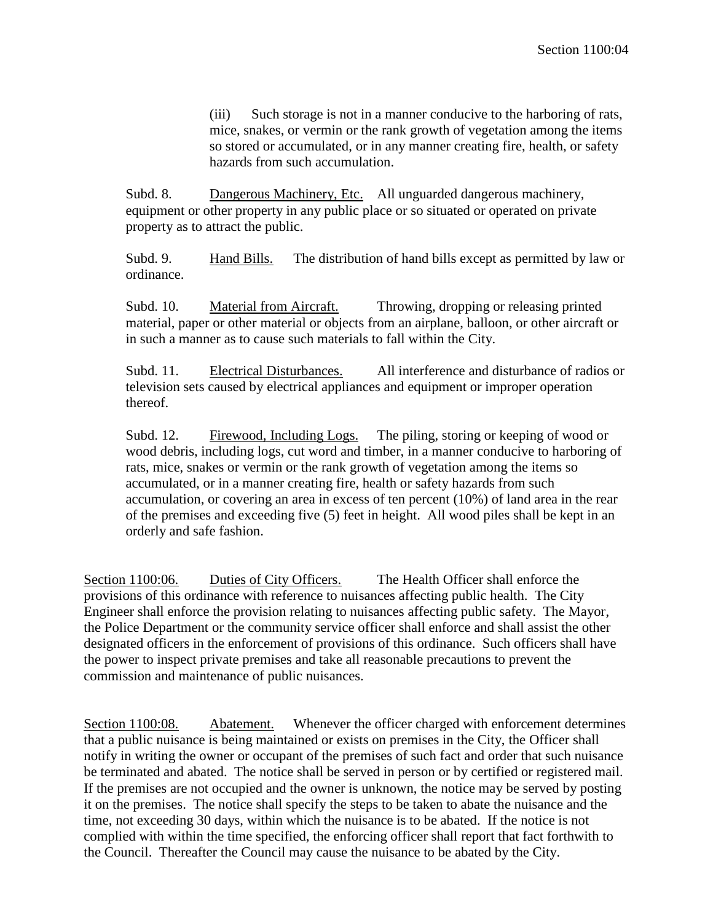(iii) Such storage is not in a manner conducive to the harboring of rats, mice, snakes, or vermin or the rank growth of vegetation among the items so stored or accumulated, or in any manner creating fire, health, or safety hazards from such accumulation.

Subd. 8. Dangerous Machinery, Etc. All unguarded dangerous machinery, equipment or other property in any public place or so situated or operated on private property as to attract the public.

Subd. 9. Hand Bills. The distribution of hand bills except as permitted by law or ordinance.

Subd. 10. Material from Aircraft. Throwing, dropping or releasing printed material, paper or other material or objects from an airplane, balloon, or other aircraft or in such a manner as to cause such materials to fall within the City.

Subd. 11. Electrical Disturbances. All interference and disturbance of radios or television sets caused by electrical appliances and equipment or improper operation thereof.

Subd. 12. Firewood, Including Logs. The piling, storing or keeping of wood or wood debris, including logs, cut word and timber, in a manner conducive to harboring of rats, mice, snakes or vermin or the rank growth of vegetation among the items so accumulated, or in a manner creating fire, health or safety hazards from such accumulation, or covering an area in excess of ten percent (10%) of land area in the rear of the premises and exceeding five (5) feet in height. All wood piles shall be kept in an orderly and safe fashion.

Section 1100:06. Duties of City Officers. The Health Officer shall enforce the provisions of this ordinance with reference to nuisances affecting public health. The City Engineer shall enforce the provision relating to nuisances affecting public safety. The Mayor, the Police Department or the community service officer shall enforce and shall assist the other designated officers in the enforcement of provisions of this ordinance. Such officers shall have the power to inspect private premises and take all reasonable precautions to prevent the commission and maintenance of public nuisances.

Section 1100:08. Abatement. Whenever the officer charged with enforcement determines that a public nuisance is being maintained or exists on premises in the City, the Officer shall notify in writing the owner or occupant of the premises of such fact and order that such nuisance be terminated and abated. The notice shall be served in person or by certified or registered mail. If the premises are not occupied and the owner is unknown, the notice may be served by posting it on the premises. The notice shall specify the steps to be taken to abate the nuisance and the time, not exceeding 30 days, within which the nuisance is to be abated. If the notice is not complied with within the time specified, the enforcing officer shall report that fact forthwith to the Council. Thereafter the Council may cause the nuisance to be abated by the City.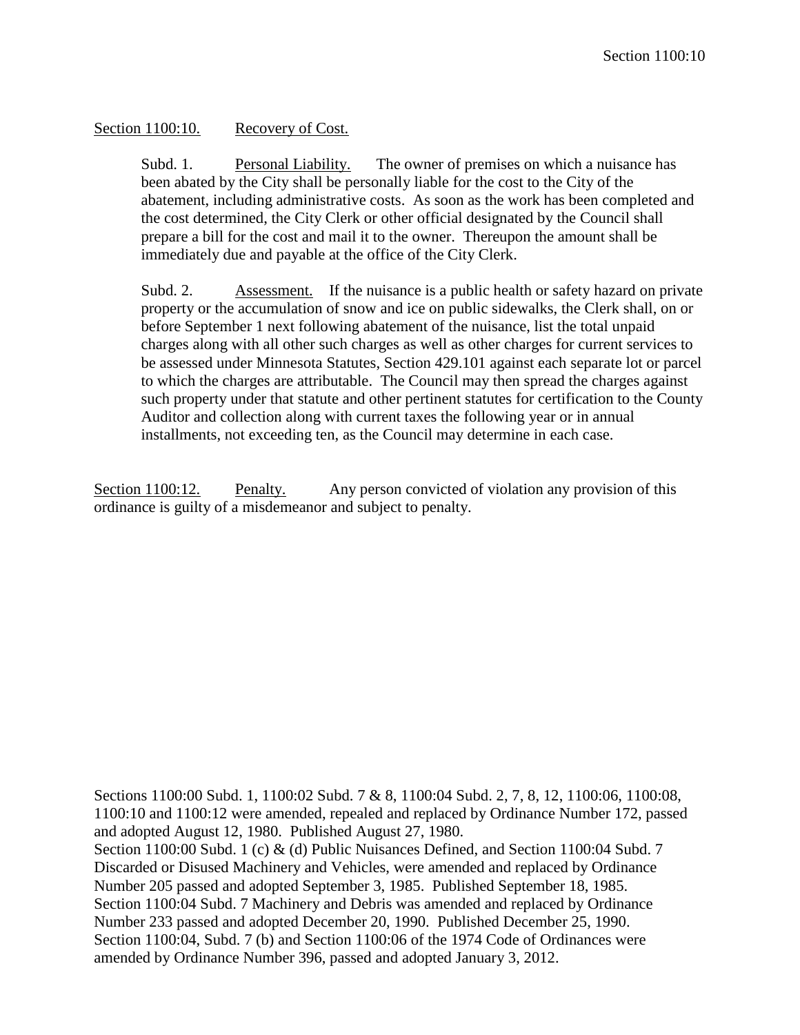Section 1100:10. Recovery of Cost.

Subd. 1. Personal Liability. The owner of premises on which a nuisance has been abated by the City shall be personally liable for the cost to the City of the abatement, including administrative costs. As soon as the work has been completed and the cost determined, the City Clerk or other official designated by the Council shall prepare a bill for the cost and mail it to the owner. Thereupon the amount shall be immediately due and payable at the office of the City Clerk.

Subd. 2. Assessment. If the nuisance is a public health or safety hazard on private property or the accumulation of snow and ice on public sidewalks, the Clerk shall, on or before September 1 next following abatement of the nuisance, list the total unpaid charges along with all other such charges as well as other charges for current services to be assessed under Minnesota Statutes, Section 429.101 against each separate lot or parcel to which the charges are attributable. The Council may then spread the charges against such property under that statute and other pertinent statutes for certification to the County Auditor and collection along with current taxes the following year or in annual installments, not exceeding ten, as the Council may determine in each case.

Section 1100:12. Penalty. Any person convicted of violation any provision of this ordinance is guilty of a misdemeanor and subject to penalty.

Sections 1100:00 Subd. 1, 1100:02 Subd. 7 & 8, 1100:04 Subd. 2, 7, 8, 12, 1100:06, 1100:08, 1100:10 and 1100:12 were amended, repealed and replaced by Ordinance Number 172, passed and adopted August 12, 1980. Published August 27, 1980.
Section 1100:00 Subd. 1 (c) & (d) Public Nuisances Defined, and Section 1100:04 Subd. 7 Discarded or Disused Machinery and Vehicles, were amended and replaced by Ordinance Number 205 passed and adopted September 3, 1985. Published September 18, 1985.
Section 1100:04 Subd. 7 Machinery and Debris was amended and replaced by Ordinance Number 233 passed and adopted December 20, 1990. Published December 25, 1990.
Section 1100:04, Subd. 7 (b) and Section 1100:06 of the 1974 Code of Ordinances were amended by Ordinance Number 396, passed and adopted January 3, 2012.